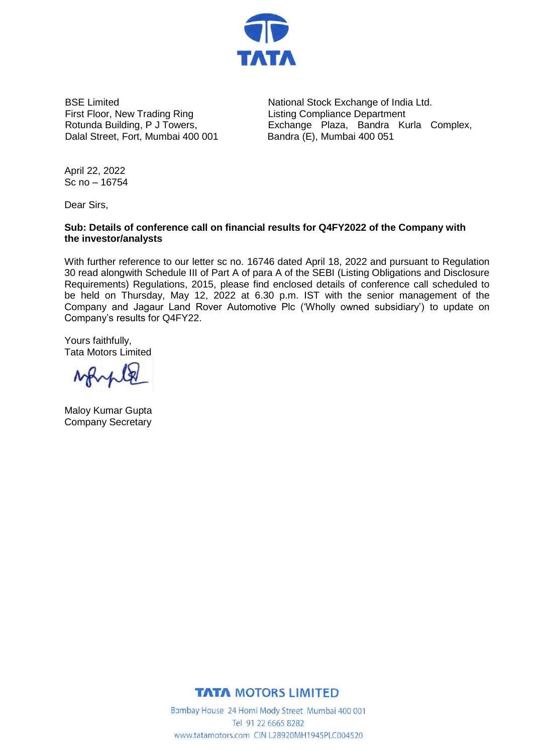**TATA**

BSE Limited
First Floor, New Trading Ring
Rotunda Building, P J Towers,
Dalal Street, Fort, Mumbai 400 001

National Stock Exchange of India Ltd.
Listing Compliance Department
Exchange Plaza, Bandra Kurla Complex,
Bandra (E), Mumbai 400 051

April 22, 2022
Sc no – 16754

Dear Sirs,

**Sub: Details of conference call on financial results for Q4FY2022 of the Company with the investor/analysts**

With further reference to our letter sc no. 16746 dated April 18, 2022 and pursuant to Regulation 30 read alongwith Schedule III of Part A of para A of the SEBI (Listing Obligations and Disclosure Requirements) Regulations, 2015, please find enclosed details of conference call scheduled to be held on Thursday, May 12, 2022 at 6.30 p.m. IST with the senior management of the Company and Jagaur Land Rover Automotive Plc ('Wholly owned subsidiary') to update on Company's results for Q4FY22.

Yours faithfully,
Tata Motors Limited

Maloy Kumar Gupta
Company Secretary

**TATA MOTORS LIMITED**

Bombay House 24 Homi Mody Street Mumbai 400 001
Tel 91 22 6665 8282
www.tatamotors.com CIN L28920MH1945PLC004520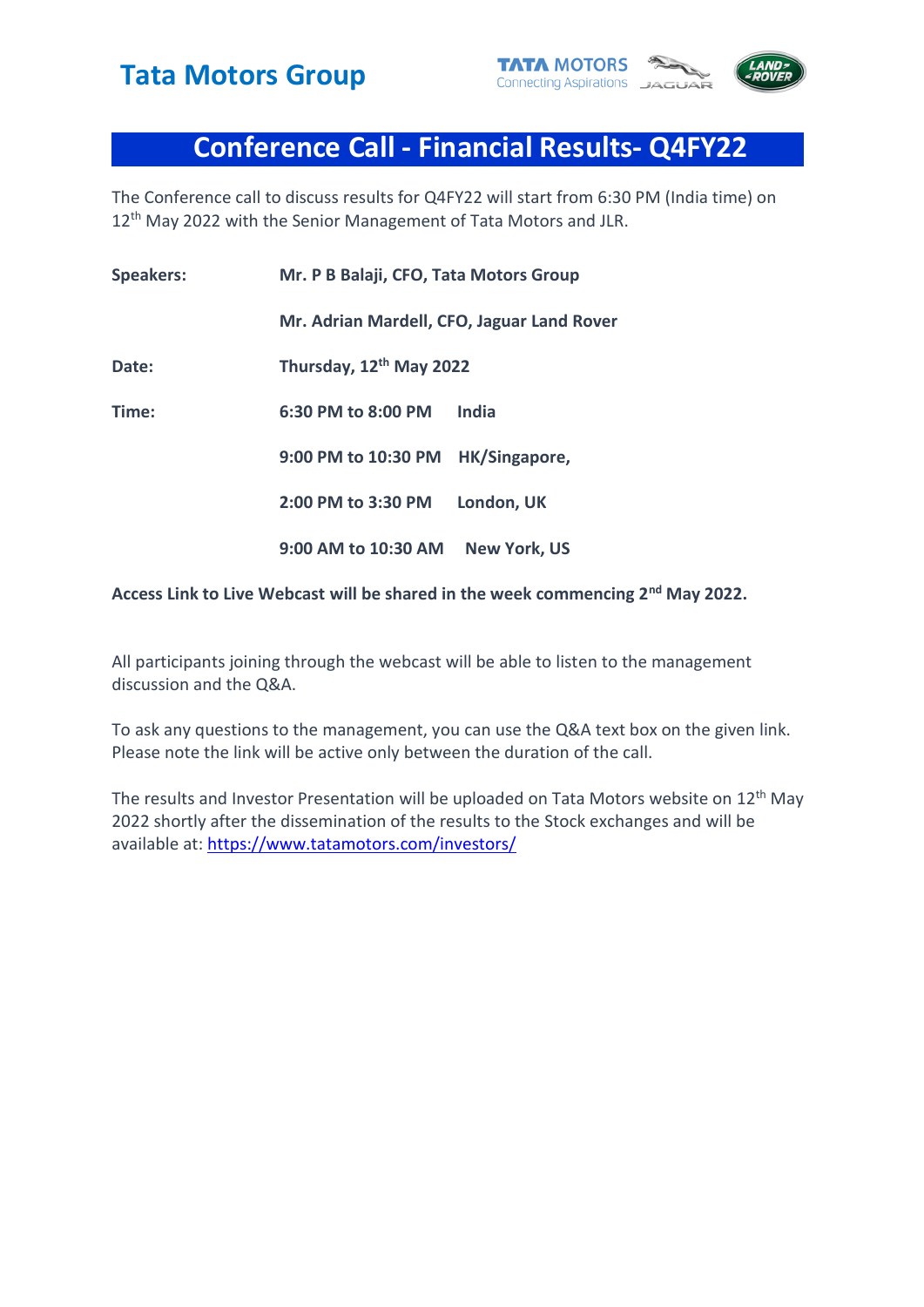# Tata Motors Group

TATA MOTORS
Connecting Aspirations

## Conference Call - Financial Results- Q4FY22

The Conference call to discuss results for Q4FY22 will start from 6:30 PM (India time) on 12th May 2022 with the Senior Management of Tata Motors and JLR.

| | | |
|---|---|---|
| **Speakers:** | **Mr. P B Balaji, CFO, Tata Motors Group** | |
| | **Mr. Adrian Mardell, CFO, Jaguar Land Rover** | |
| **Date:** | **Thursday, 12th May 2022** | |
| **Time:** | **6:30 PM to 8:00 PM** | **India** |
| | **9:00 PM to 10:30 PM** | **HK/Singapore,** |
| | **2:00 PM to 3:30 PM** | **London, UK** |
| | **9:00 AM to 10:30 AM** | **New York, US** |

**Access Link to Live Webcast will be shared in the week commencing 2nd May 2022.**

All participants joining through the webcast will be able to listen to the management discussion and the Q&A.

To ask any questions to the management, you can use the Q&A text box on the given link. Please note the link will be active only between the duration of the call.

The results and Investor Presentation will be uploaded on Tata Motors website on 12th May 2022 shortly after the dissemination of the results to the Stock exchanges and will be available at: https://www.tatamotors.com/investors/